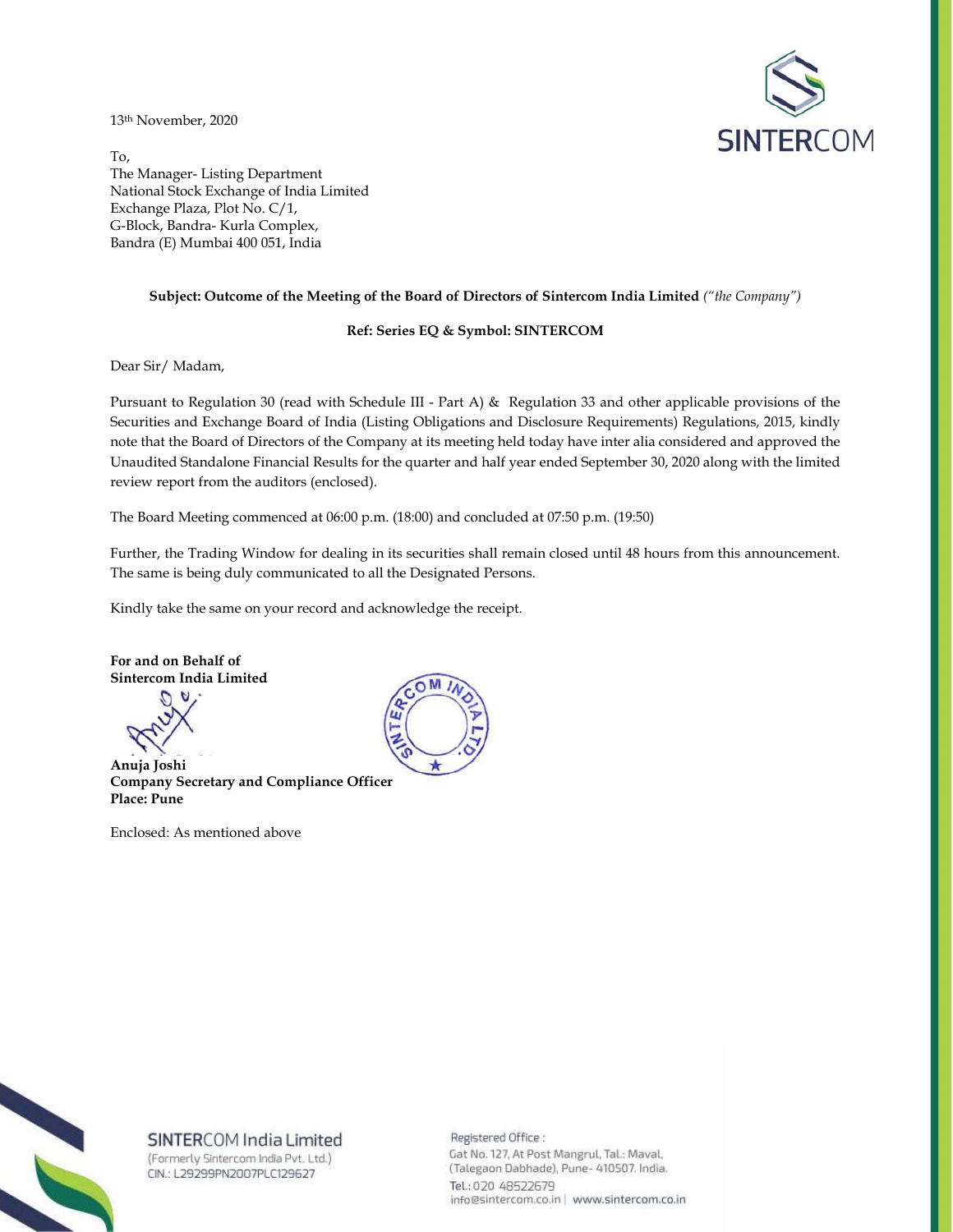13th November, 2020

To,
The Manager- Listing Department
National Stock Exchange of India Limited
Exchange Plaza, Plot No. C/1,
G-Block, Bandra- Kurla Complex,
Bandra (E) Mumbai 400 051, India

**Subject: Outcome of the Meeting of the Board of Directors of Sintercom India Limited** *("the Company")*

**Ref: Series EQ & Symbol: SINTERCOM**

Dear Sir/ Madam,

Pursuant to Regulation 30 (read with Schedule III - Part A) & Regulation 33 and other applicable provisions of the Securities and Exchange Board of India (Listing Obligations and Disclosure Requirements) Regulations, 2015, kindly note that the Board of Directors of the Company at its meeting held today have inter alia considered and approved the Unaudited Standalone Financial Results for the quarter and half year ended September 30, 2020 along with the limited review report from the auditors (enclosed).

The Board Meeting commenced at 06:00 p.m. (18:00) and concluded at 07:50 p.m. (19:50)

Further, the Trading Window for dealing in its securities shall remain closed until 48 hours from this announcement. The same is being duly communicated to all the Designated Persons.

Kindly take the same on your record and acknowledge the receipt.

**For and on Behalf of**
**Sintercom India Limited**

**Anuja Joshi**
**Company Secretary and Compliance Officer**
**Place: Pune**

Enclosed: As mentioned above

SINTERCOM India Limited
(Formerly Sintercom India Pvt. Ltd.)
CIN.: L29299PN2007PLC129627

Registered Office :
Gat No. 127, At Post Mangrul, Tal.: Maval, (Talegaon Dabhade), Pune- 410507. India.
Tel.: 020 48522679
info@sintercom.co.in | www.sintercom.co.in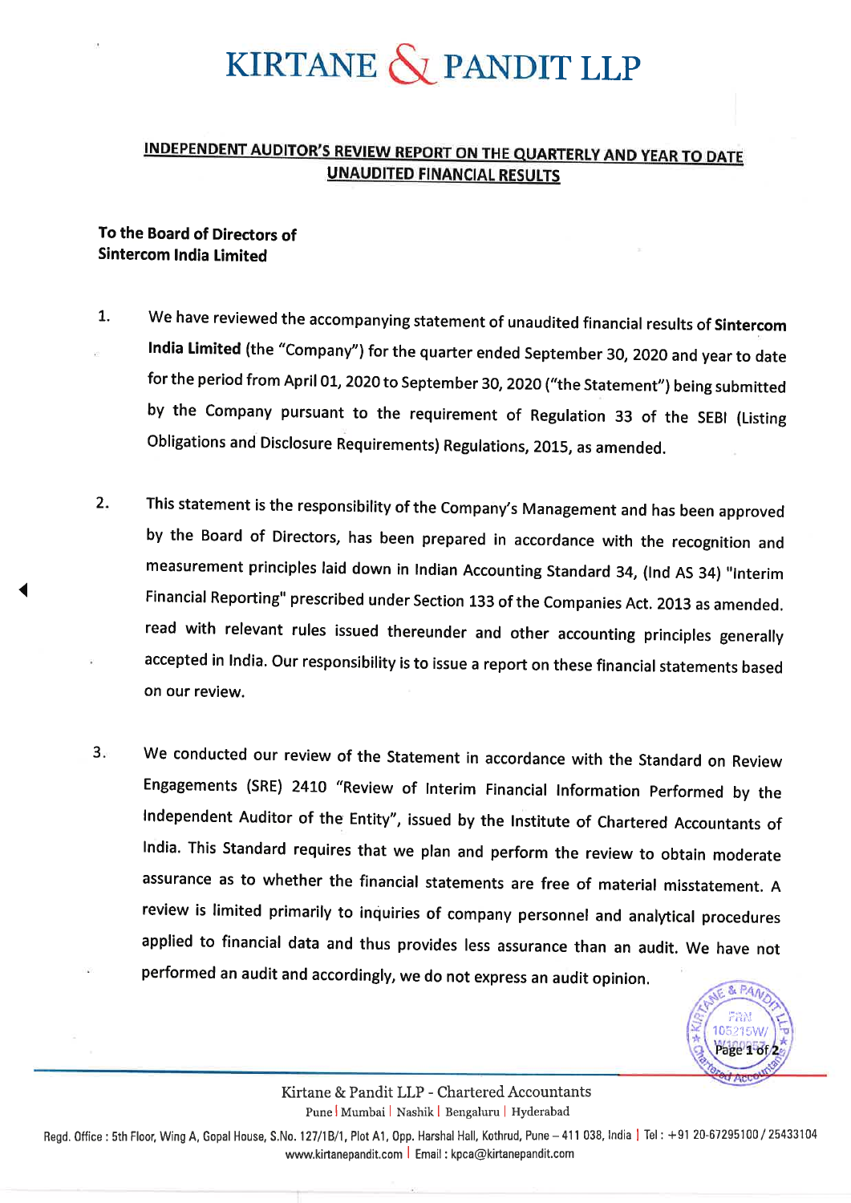# KIRTANE & PANDIT LLP

## INDEPENDENT AUDITOR'S REVIEW REPORT ON THE QUARTERLY AND YEAR TO DATE UNAUDITED FINANCIAL RESULTS

**To the Board of Directors of**
**Sintercom India Limited**

1. We have reviewed the accompanying statement of unaudited financial results of **Sintercom India Limited** (the "Company") for the quarter ended September 30, 2020 and year to date for the period from April 01, 2020 to September 30, 2020 ("the Statement") being submitted by the Company pursuant to the requirement of Regulation 33 of the SEBI (Listing Obligations and Disclosure Requirements) Regulations, 2015, as amended.

2. This statement is the responsibility of the Company's Management and has been approved by the Board of Directors, has been prepared in accordance with the recognition and measurement principles laid down in Indian Accounting Standard 34, (Ind AS 34) "Interim Financial Reporting" prescribed under Section 133 of the Companies Act. 2013 as amended. read with relevant rules issued thereunder and other accounting principles generally accepted in India. Our responsibility is to issue a report on these financial statements based on our review.

3. We conducted our review of the Statement in accordance with the Standard on Review Engagements (SRE) 2410 "Review of Interim Financial Information Performed by the Independent Auditor of the Entity", issued by the Institute of Chartered Accountants of India. This Standard requires that we plan and perform the review to obtain moderate assurance as to whether the financial statements are free of material misstatement. A review is limited primarily to inquiries of company personnel and analytical procedures applied to financial data and thus provides less assurance than an audit. We have not performed an audit and accordingly, we do not express an audit opinion.

Kirtane & Pandit LLP - Chartered Accountants
Pune | Mumbai | Nashik | Bengaluru | Hyderabad

Regd. Office : 5th Floor, Wing A, Gopal House, S.No. 127/1B/1, Plot A1, Opp. Harshal Hall, Kothrud, Pune – 411 038, India | Tel : +91 20-67295100 / 25433104
www.kirtanepandit.com | Email : kpca@kirtanepandit.com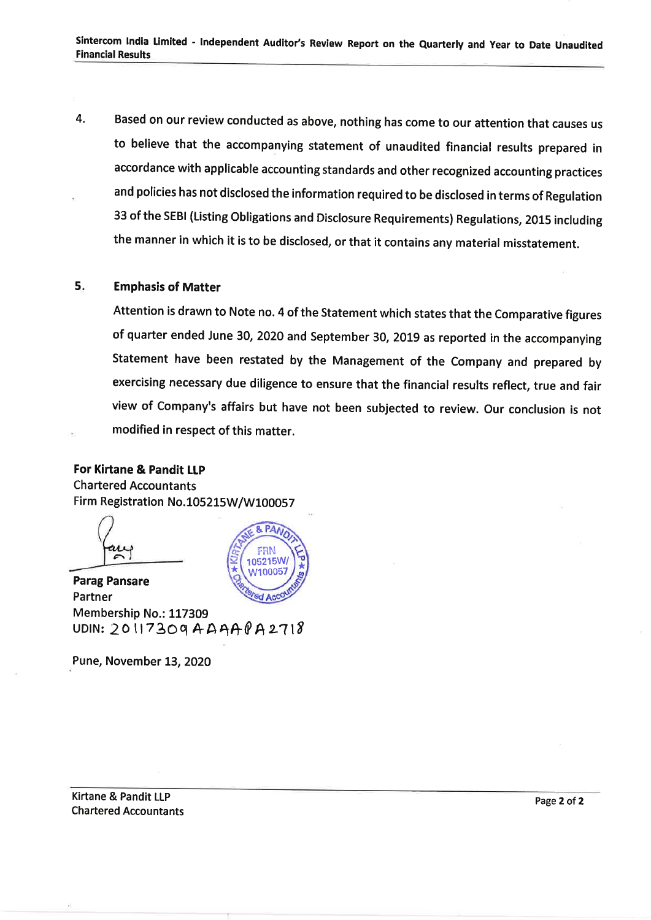4. Based on our review conducted as above, nothing has come to our attention that causes us to believe that the accompanying statement of unaudited financial results prepared in accordance with applicable accounting standards and other recognized accounting practices and policies has not disclosed the information required to be disclosed in terms of Regulation 33 of the SEBI (Listing Obligations and Disclosure Requirements) Regulations, 2015 including the manner in which it is to be disclosed, or that it contains any material misstatement.

5. **Emphasis of Matter**

   Attention is drawn to Note no. 4 of the Statement which states that the Comparative figures of quarter ended June 30, 2020 and September 30, 2019 as reported in the accompanying Statement have been restated by the Management of the Company and prepared by exercising necessary due diligence to ensure that the financial results reflect, true and fair view of Company's affairs but have not been subjected to review. Our conclusion is not modified in respect of this matter.

**For Kirtane & Pandit LLP**
Chartered Accountants
Firm Registration No.105215W/W100057

**Parag Pansare**
Partner
Membership No.: 117309
UDIN: 20117309AAAAPA2718

Pune, November 13, 2020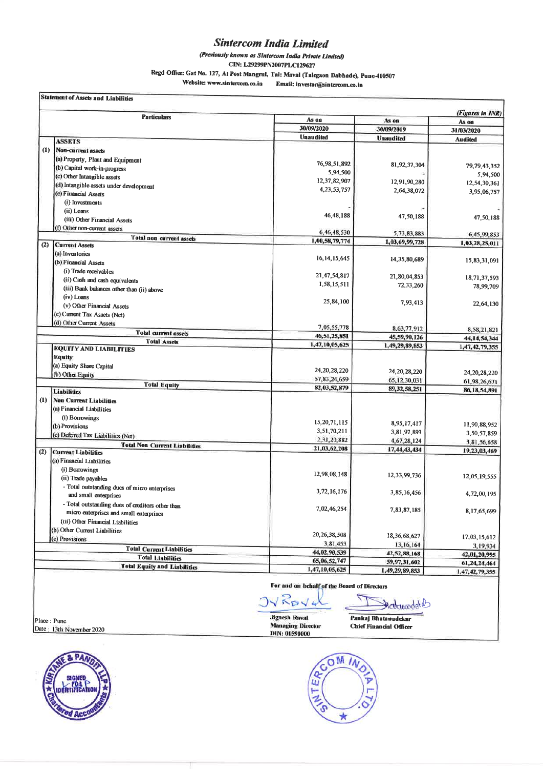# Sintercom India Limited

*(Previously known as Sintercom India Private Limited)*

CIN: L29299PN2007PLC129627

Regd Office: Gat No. 127, At Post Mangrul, Tal: Maval (Talegaon Dabhade), Pune-410507

Website: www.sintercom.co.in Email: investor@sintercom.co.in

**Statement of Assets and Liabilities**

*(Figures in INR)*

| | Particulars | As on 30/09/2020 | As on 30/09/2019 | As on 31/03/2020 |
|---|---|---|---|---|
| | | Unaudited | Unaudited | Audited |
| | **ASSETS** | | | |
| (1) | **Non-current assets** | | | |
| | (a) Property, Plant and Equipment | 76,98,51,892 | 81,92,37,304 | 79,79,43,352 |
| | (b) Capital work-in-progress | 5,94,500 | - | 5,94,500 |
| | (c) Other Intangible assets | 12,37,82,907 | 12,91,90,280 | 12,54,30,361 |
| | (d) Intangible assets under development | 4,23,53,757 | 2,64,38,072 | 3,95,06,757 |
| | (e) Financial Assets | | | |
| | (i) Investments | - | - | - |
| | (ii) Loans | 46,48,188 | 47,50,188 | 47,50,188 |
| | (iii) Other Financial Assets | | | |
| | (f) Other non-current assets | 6,46,48,530 | 5,73,83,883 | 6,45,99,853 |
| | **Total non current assets** | **1,00,58,79,774** | **1,03,69,99,728** | **1,03,28,25,011** |
| (2) | **Current Assets** | | | |
| | (a) Inventories | 16,14,15,645 | 14,35,80,689 | 15,83,31,091 |
| | (b) Financial Assets | | | |
| | (i) Trade receivables | 21,47,54,817 | 21,80,04,853 | 18,71,37,593 |
| | (ii) Cash and cash equivalents | 1,58,15,511 | 72,33,260 | 78,99,709 |
| | (iii) Bank balances other than (ii) above | | | |
| | (iv) Loans | 25,84,100 | 7,93,413 | 22,64,130 |
| | (v) Other Financial Assets | | | |
| | (c) Current Tax Assets (Net) | | | |
| | (d) Other Current Assets | 7,05,55,778 | 8,63,77,912 | 8,58,21,821 |
| | **Total current assets** | **46,51,25,851** | **45,59,90,126** | **44,14,54,344** |
| | **Total Assets** | **1,47,10,05,625** | **1,49,29,89,853** | **1,47,42,79,355** |
| | **EQUITY AND LIABILITIES** | | | |
| | **Equity** | | | |
| | (a) Equity Share Capital | 24,20,28,220 | 24,20,28,220 | 24,20,28,220 |
| | (b) Other Equity | 57,83,24,659 | 65,12,30,031 | 61,98,26,671 |
| | **Total Equity** | **82,03,52,879** | **89,32,58,251** | **86,18,54,891** |
| | **Liabilities** | | | |
| (1) | **Non Current Liabilities** | | | |
| | (a) Financial Liabilities | | | |
| | (i) Borrowings | 15,20,71,115 | 8,95,17,417 | 11,90,88,952 |
| | (b) Provisions | 3,51,70,211 | 3,81,97,893 | 3,50,57,859 |
| | (c) Deferred Tax Liabilities (Net) | 2,31,20,882 | 4,67,28,124 | 3,81,56,658 |
| | **Total Non Current Liabilities** | **21,03,62,208** | **17,44,43,434** | **19,23,03,469** |
| (2) | **Current Liabilities** | | | |
| | (a) Financial Liabilities | | | |
| | (i) Borrowings | 12,98,08,148 | 12,33,99,736 | 12,05,19,555 |
| | (ii) Trade payables | | | |
| | - Total outstanding dues of micro enterprises and small enterprises | 3,72,16,176 | 3,85,16,456 | 4,72,00,195 |
| | - Total outstanding dues of creditors other than micro enterprises and small enterprises | 7,02,46,254 | 7,83,87,185 | 8,17,65,699 |
| | (iii) Other Financial Liabilities | | | |
| | (b) Other Current Liabilities | 20,26,38,508 | 18,36,68,627 | 17,03,15,612 |
| | (c) Provisions | 3,81,453 | 13,16,164 | 3,19,934 |
| | **Total Current Liabilities** | **44,02,90,539** | **42,52,88,168** | **42,01,20,995** |
| | **Total Liabilities** | **65,06,52,747** | **59,97,31,602** | **61,24,24,464** |
| | **Total Equity and Liabilities** | **1,47,10,05,625** | **1,49,29,89,853** | **1,47,42,79,355** |

For and on behalf of the Board of Directors

Jignesh Raval
Managing Director
DIN: 01591000

Pankaj Bhatawadekar
Chief Financial Officer

Place : Pune
Date : 13th November 2020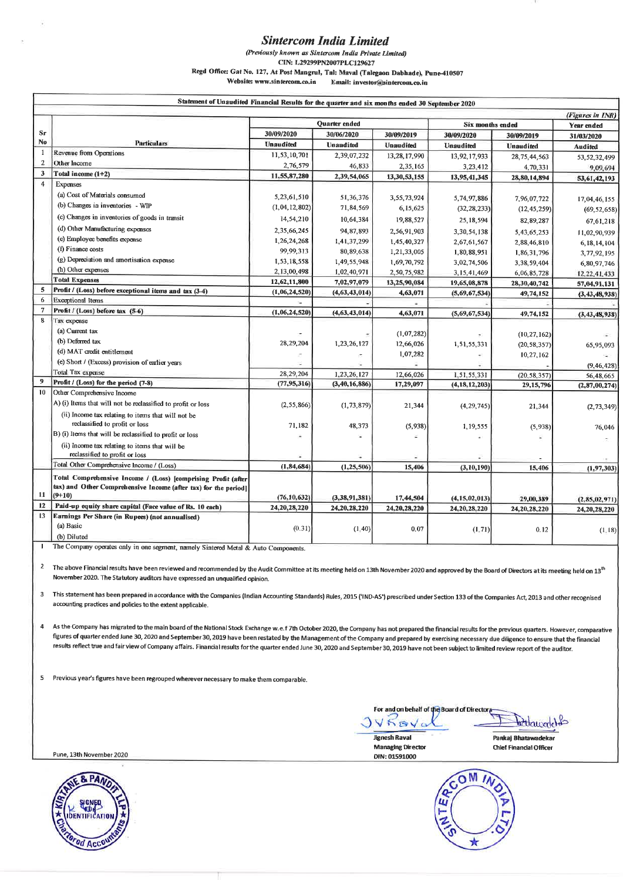# Sintercom India Limited

*(Previously known as Sintercom India Private Limited)*

CIN: L29299PN2007PLC129627

Regd Office: Gat No. 127, At Post Mangrul, Tal: Maval (Talegaon Dabhade), Pune-410507

Website: www.sintercom.co.in Email: investor@sintercom.co.in

**Statement of Unaudited Financial Results for the quarter and six months ended 30 September 2020**

*(Figures in INR)*

| Sr No | Particulars | Quarter ended | | | Six months ended | | Year ended |
|---|---|---|---|---|---|---|---|
| | | 30/09/2020 | 30/06/2020 | 30/09/2019 | 30/09/2020 | 30/09/2019 | 31/03/2020 |
| | | Unaudited | Unaudited | Unaudited | Unaudited | Unaudited | Audited |
| 1 | Revenue from Operations | 11,53,10,701 | 2,39,07,232 | 13,28,17,990 | 13,92,17,933 | 28,75,44,563 | 53,52,32,499 |
| 2 | Other Income | 2,76,579 | 46,833 | 2,35,165 | 3,23,412 | 4,70,331 | 9,09,694 |
| 3 | **Total income (1+2)** | 11,55,87,280 | 2,39,54,065 | 13,30,53,155 | 13,95,41,345 | 28,80,14,894 | 53,61,42,193 |
| 4 | Expenses | | | | | | |
| | (a) Cost of Materials consumed | 5,23,61,510 | 51,36,376 | 3,55,73,924 | 5,74,97,886 | 7,96,07,722 | 17,04,46,155 |
| | (b) Changes in inventories - WIP | (1,04,12,802) | 71,84,569 | 6,15,625 | (32,28,233) | (12,45,259) | (69,52,658) |
| | (c) Changes in inventories of goods in transit | 14,54,210 | 10,64,384 | 19,88,527 | 25,18,594 | 82,89,287 | 67,61,218 |
| | (d) Other Manufacturing expenses | 2,35,66,245 | 94,87,893 | 2,56,91,903 | 3,30,54,138 | 5,43,65,253 | 11,02,90,939 |
| | (e) Employee benefits expense | 1,26,24,268 | 1,41,37,299 | 1,45,40,327 | 2,67,61,567 | 2,88,46,810 | 6,18,14,104 |
| | (f) Finance costs | 99,99,313 | 80,89,638 | 1,21,33,005 | 1,80,88,951 | 1,86,31,796 | 3,77,92,195 |
| | (g) Depreciation and amortisation expense | 1,53,18,558 | 1,49,55,948 | 1,69,70,792 | 3,02,74,506 | 3,38,59,404 | 6,80,97,746 |
| | (h) Other expenses | 2,13,00,498 | 1,02,40,971 | 2,50,75,982 | 3,15,41,469 | 6,06,85,728 | 12,22,41,433 |
| | **Total Expenses** | 12,62,11,800 | 7,02,97,079 | 13,25,90,084 | 19,65,08,878 | 28,30,40,742 | 57,04,91,131 |
| 5 | **Profit / (Loss) before exceptional items and tax (3-4)** | (1,06,24,520) | (4,63,43,014) | 4,63,071 | (5,69,67,534) | 49,74,152 | (3,43,48,938) |
| 6 | Exceptional Items | - | - | - | - | - | - |
| 7 | **Profit / (Loss) before tax (5-6)** | (1,06,24,520) | (4,63,43,014) | 4,63,071 | (5,69,67,534) | 49,74,152 | (3,43,48,938) |
| 8 | Tax expense | | | | | | |
| | (a) Current tax | - | - | (1,07,282) | - | (10,27,162) | - |
| | (b) Deferred tax | 28,29,204 | 1,23,26,127 | 12,66,026 | 1,51,55,331 | (20,58,357) | 65,95,093 |
| | (d) MAT credit entitlement | - | - | 1,07,282 | - | 10,27,162 | - |
| | (e) Short / (Excess) provision of earlier years | - | - | - | - | - | (9,46,428) |
| | Total Tax expense | 28,29,204 | 1,23,26,127 | 12,66,026 | 1,51,55,331 | (20,58,357) | 56,48,665 |
| 9 | **Profit / (Loss) for the period (7-8)** | (77,95,316) | (3,40,16,886) | 17,29,097 | (4,18,12,203) | 29,15,796 | (2,87,00,274) |
| 10 | Other Comprehensive Income | | | | | | |
| | A) (i) Items that will not be reclassified to profit or loss | (2,55,866) | (1,73,879) | 21,344 | (4,29,745) | 21,344 | (2,73,349) |
| | (ii) Income tax relating to items that will not be reclassified to profit or loss | 71,182 | 48,373 | (5,938) | 1,19,555 | (5,938) | 76,046 |
| | B) (i) Items that will be reclassified to profit or loss | - | - | - | - | - | - |
| | (ii) Income tax relating to items that will be reclassified to profit or loss | - | - | - | - | - | - |
| | Total Other Comprehensive Income / (Loss) | (1,84,684) | (1,25,506) | 15,406 | (3,10,190) | 15,406 | (1,97,303) |
| 11 | **Total Comprehensive Income / (Loss) [comprising Profit (after tax) and Other Comprehensive Income (after tax) for the period] (9+10)** | (76,10,632) | (3,38,91,381) | 17,44,504 | (4,15,02,013) | 29,00,389 | (2,85,02,971) |
| 12 | **Paid-up equity share capital (Face value of Rs. 10 each)** | 24,20,28,220 | 24,20,28,220 | 24,20,28,220 | 24,20,28,220 | 24,20,28,220 | 24,20,28,220 |
| 13 | **Earnings Per Share (in Rupees) (not annualised)** | | | | | | |
| | (a) Basic<br>(b) Diluted | (0.31) | (1.40) | 0.07 | (1.71) | 0.12 | (1.18) |

1. The Company operates only in one segment, namely Sintered Metal & Auto Components.

2. The above Financial results have been reviewed and recommended by the Audit Committee at its meeting held on 13th November 2020 and approved by the Board of Directors at its meeting held on 13th November 2020. The Statutory auditors have expressed an unqualified opinion.

3. This statement has been prepared in accordance with the Companies (Indian Accounting Standards) Rules, 2015 ('IND-AS') prescribed under Section 133 of the Companies Act, 2013 and other recognised accounting practices and policies to the extent applicable.

4. As the Company has migrated to the main board of the National Stock Exchange w.e.f 7th October 2020, the Company has not prepared the financial results for the previous quarters. However, comparative figures of quarter ended June 30, 2020 and September 30, 2019 have been restated by the Management of the Company and prepared by exercising necessary due diligence to ensure that the financial results reflect true and fair view of Company affairs. Financial results for the quarter ended June 30, 2020 and September 30, 2019 have not been subject to limited review report of the auditor.

5. Previous year's figures have been regrouped wherever necessary to make them comparable.

For and on behalf of the Board of Directors

| | |
|---|---|
| Jignesh Raval | Pankaj Bhatawadekar |
| Managing Director | Chief Financial Officer |
| DIN: 01591000 | |

Pune, 13th November 2020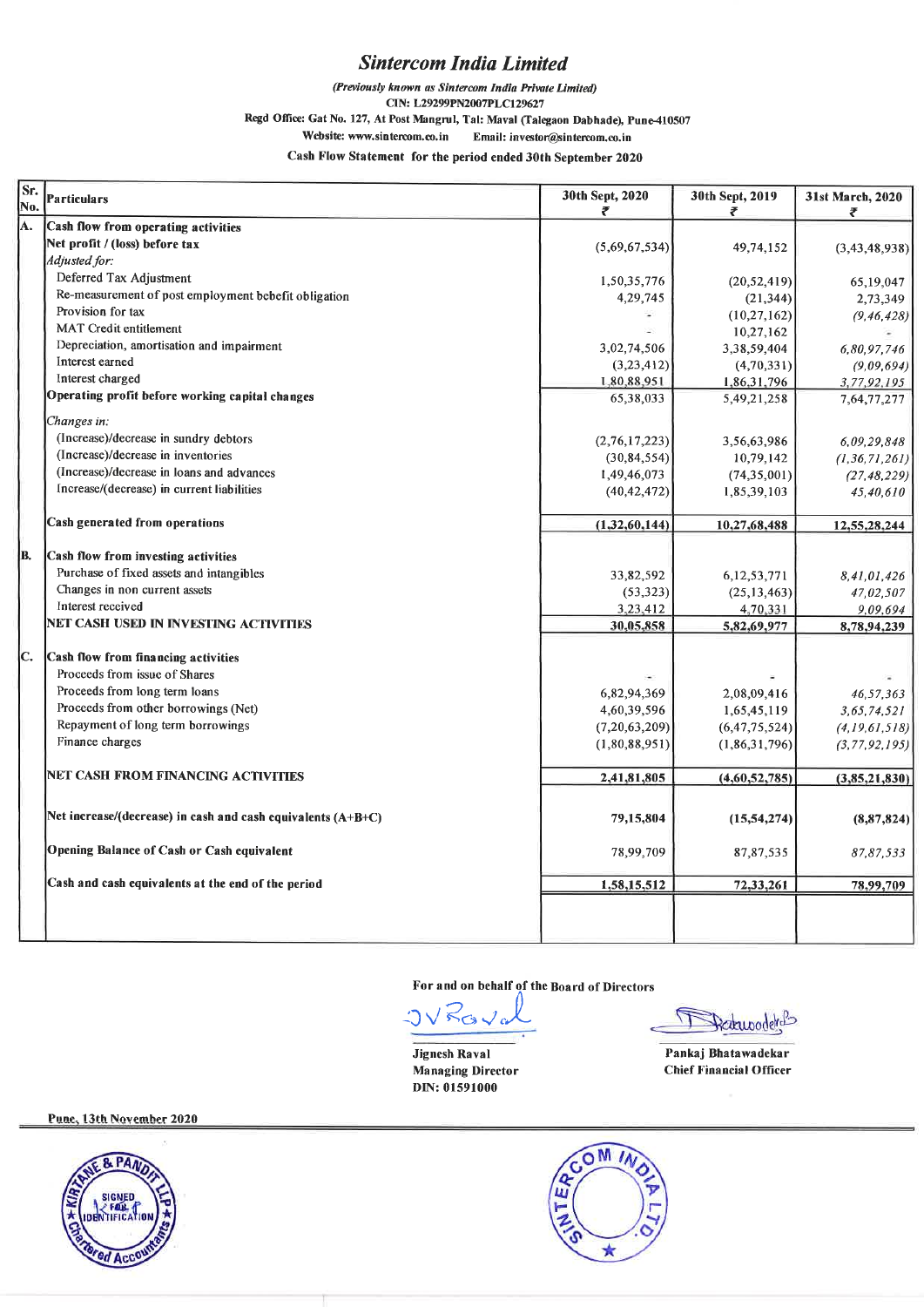# Sintercom India Limited

*(Previously known as Sintercom India Private Limited)*

CIN: L29299PN2007PLC129627

Regd Office: Gat No. 127, At Post Mangrul, Tal: Maval (Talegaon Dabhade), Pune-410507

Website: www.sintercom.co.in Email: investor@sintercom.co.in

**Cash Flow Statement for the period ended 30th September 2020**

| Sr. No. | Particulars | 30th Sept, 2020 ₹ | 30th Sept, 2019 ₹ | 31st March, 2020 ₹ |
|---|---|---|---|---|
| A. | **Cash flow from operating activities** | | | |
| | **Net profit / (loss) before tax** | (5,69,67,534) | 49,74,152 | (3,43,48,938) |
| | *Adjusted for:* | | | |
| | Deferred Tax Adjustment | 1,50,35,776 | (20,52,419) | 65,19,047 |
| | Re-measurement of post employment bebefit obligation | 4,29,745 | (21,344) | 2,73,349 |
| | Provision for tax | - | (10,27,162) | *(9,46,428)* |
| | MAT Credit entitlement | - | 10,27,162 | - |
| | Depreciation, amortisation and impairment | 3,02,74,506 | 3,38,59,404 | *6,80,97,746* |
| | Interest earned | (3,23,412) | (4,70,331) | *(9,09,694)* |
| | Interest charged | 1,80,88,951 | 1,86,31,796 | *3,77,92,195* |
| | **Operating profit before working capital changes** | 65,38,033 | 5,49,21,258 | 7,64,77,277 |
| | *Changes in:* | | | |
| | (Increase)/decrease in sundry debtors | (2,76,17,223) | 3,56,63,986 | *6,09,29,848* |
| | (Increase)/decrease in inventories | (30,84,554) | 10,79,142 | *(1,36,71,261)* |
| | (Increase)/decrease in loans and advances | 1,49,46,073 | (74,35,001) | *(27,48,229)* |
| | Increase/(decrease) in current liabilities | (40,42,472) | 1,85,39,103 | *45,40,610* |
| | **Cash generated from operations** | **(1,32,60,144)** | **10,27,68,488** | **12,55,28,244** |
| B. | **Cash flow from investing activities** | | | |
| | Purchase of fixed assets and intangibles | 33,82,592 | 6,12,53,771 | *8,41,01,426* |
| | Changes in non current assets | (53,323) | (25,13,463) | *47,02,507* |
| | Interest received | 3,23,412 | 4,70,331 | *9,09,694* |
| | **NET CASH USED IN INVESTING ACTIVITIES** | **30,05,858** | **5,82,69,977** | **8,78,94,239** |
| C. | **Cash flow from financing activities** | | | |
| | Proceeds from issue of Shares | - | - | - |
| | Proceeds from long term loans | 6,82,94,369 | 2,08,09,416 | *46,57,363* |
| | Proceeds from other borrowings (Net) | 4,60,39,596 | 1,65,45,119 | *3,65,74,521* |
| | Repayment of long term borrowings | (7,20,63,209) | (6,47,75,524) | *(4,19,61,518)* |
| | Finance charges | (1,80,88,951) | (1,86,31,796) | *(3,77,92,195)* |
| | **NET CASH FROM FINANCING ACTIVITIES** | **2,41,81,805** | **(4,60,52,785)** | **(3,85,21,830)** |
| | **Net increase/(decrease) in cash and cash equivalents (A+B+C)** | **79,15,804** | **(15,54,274)** | **(8,87,824)** |
| | **Opening Balance of Cash or Cash equivalent** | 78,99,709 | 87,87,535 | *87,87,533* |
| | **Cash and cash equivalents at the end of the period** | **1,58,15,512** | **72,33,261** | **78,99,709** |

**For and on behalf of the Board of Directors**

**Jignesh Raval**
**Managing Director**
**DIN: 01591000**

**Pankaj Bhatawadekar**
**Chief Financial Officer**

**Pune, 13th November 2020**